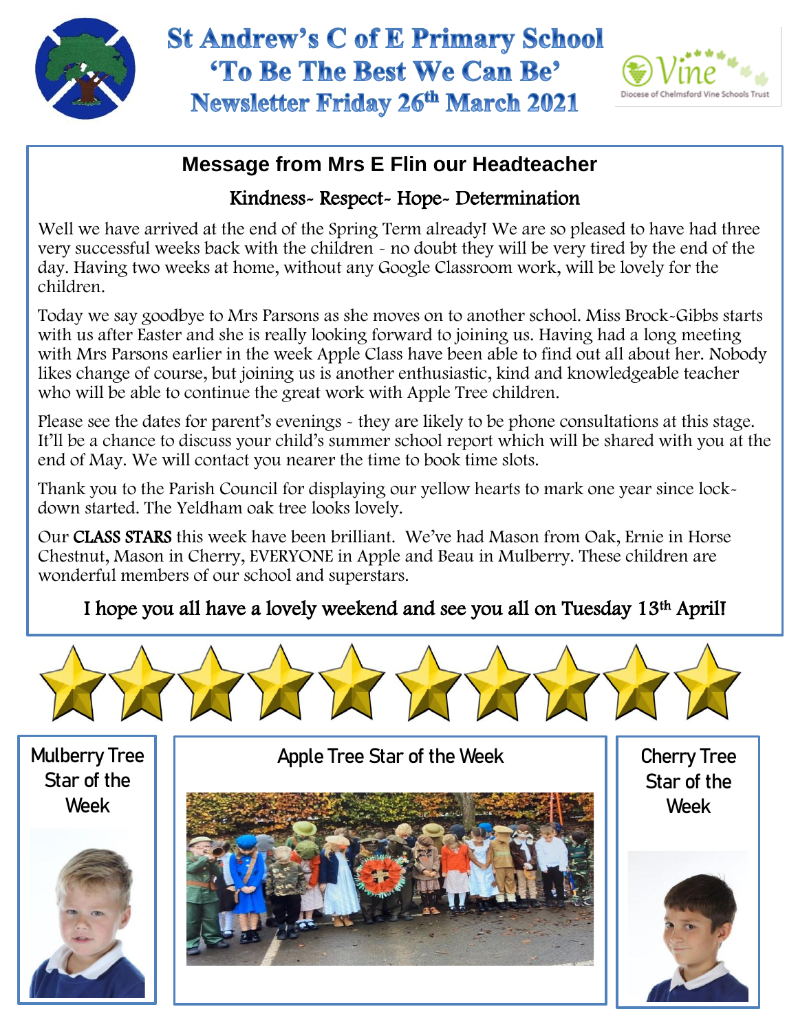# St Andrew's C of E Primary School

## 'To Be The Best We Can Be'

## Newsletter Friday 26th March 2021

Vine — Diocese of Chelmsford Vine Schools Trust

### Message from Mrs E Flin our Headteacher

**Kindness- Respect- Hope- Determination**

Well we have arrived at the end of the Spring Term already! We are so pleased to have had three very successful weeks back with the children - no doubt they will be very tired by the end of the day. Having two weeks at home, without any Google Classroom work, will be lovely for the children.

Today we say goodbye to Mrs Parsons as she moves on to another school. Miss Brock-Gibbs starts with us after Easter and she is really looking forward to joining us. Having had a long meeting with Mrs Parsons earlier in the week Apple Class have been able to find out all about her. Nobody likes change of course, but joining us is another enthusiastic, kind and knowledgeable teacher who will be able to continue the great work with Apple Tree children.

Please see the dates for parent's evenings - they are likely to be phone consultations at this stage. It'll be a chance to discuss your child's summer school report which will be shared with you at the end of May. We will contact you nearer the time to book time slots.

Thank you to the Parish Council for displaying our yellow hearts to mark one year since lock-down started. The Yeldham oak tree looks lovely.

Our **CLASS STARS** this week have been brilliant. We've had Mason from Oak, Ernie in Horse Chestnut, Mason in Cherry, EVERYONE in Apple and Beau in Mulberry. These children are wonderful members of our school and superstars.

**I hope you all have a lovely weekend and see you all on Tuesday 13th April!**

Mulberry Tree Star of the Week

Apple Tree Star of the Week

Cherry Tree Star of the Week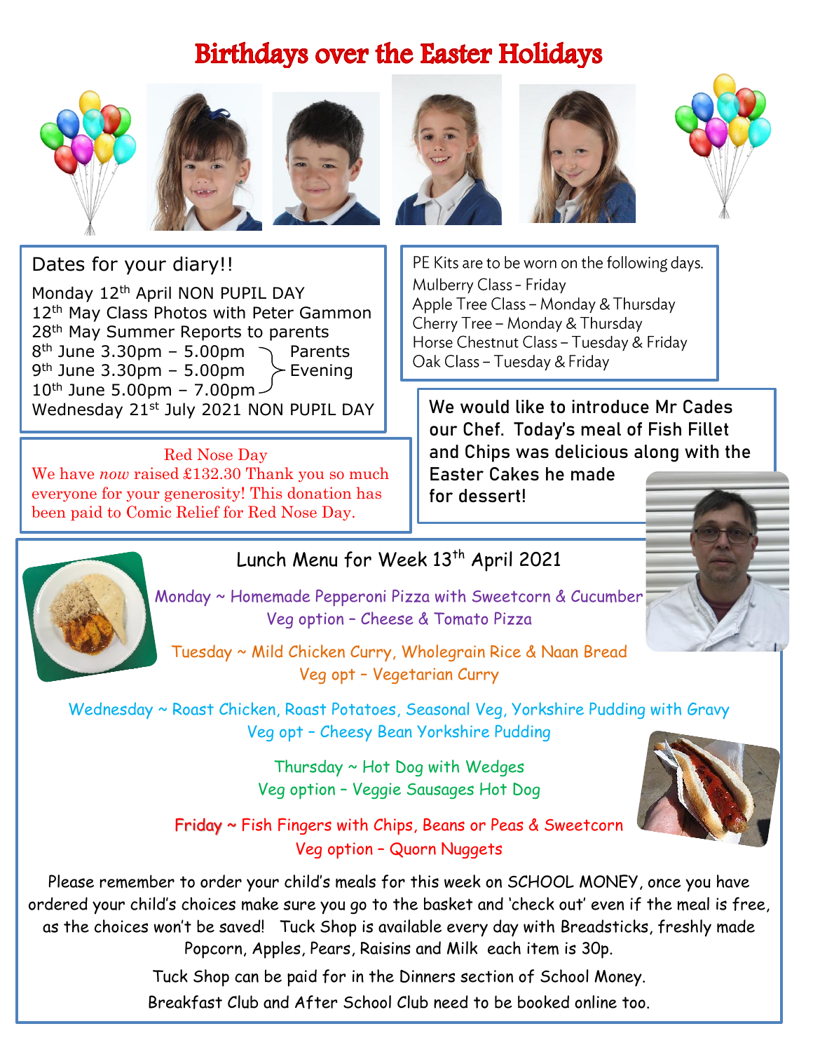# Birthdays over the Easter Holidays

## Dates for your diary!!

Monday 12th April NON PUPIL DAY
12th May Class Photos with Peter Gammon
28th May Summer Reports to parents
8th June 3.30pm – 5.00pm
9th June 3.30pm – 5.00pm
10th June 5.00pm – 7.00pm
} Parents Evening
Wednesday 21st July 2021 NON PUPIL DAY

PE Kits are to be worn on the following days.
Mulberry Class - Friday
Apple Tree Class – Monday & Thursday
Cherry Tree – Monday & Thursday
Horse Chestnut Class – Tuesday & Friday
Oak Class – Tuesday & Friday

**Red Nose Day**
We have *now* raised £132.30 Thank you so much everyone for your generosity! This donation has been paid to Comic Relief for Red Nose Day.

We would like to introduce Mr Cades our Chef. Today's meal of Fish Fillet and Chips was delicious along with the Easter Cakes he made for dessert!

## Lunch Menu for Week 13th April 2021

Monday ~ Homemade Pepperoni Pizza with Sweetcorn & Cucumber
Veg option – Cheese & Tomato Pizza

Tuesday ~ Mild Chicken Curry, Wholegrain Rice & Naan Bread
Veg opt – Vegetarian Curry

Wednesday ~ Roast Chicken, Roast Potatoes, Seasonal Veg, Yorkshire Pudding with Gravy
Veg opt – Cheesy Bean Yorkshire Pudding

Thursday ~ Hot Dog with Wedges
Veg option – Veggie Sausages Hot Dog

Friday ~ Fish Fingers with Chips, Beans or Peas & Sweetcorn
Veg option – Quorn Nuggets

Please remember to order your child's meals for this week on SCHOOL MONEY, once you have ordered your child's choices make sure you go to the basket and 'check out' even if the meal is free, as the choices won't be saved! Tuck Shop is available every day with Breadsticks, freshly made Popcorn, Apples, Pears, Raisins and Milk each item is 30p.

Tuck Shop can be paid for in the Dinners section of School Money.

Breakfast Club and After School Club need to be booked online too.